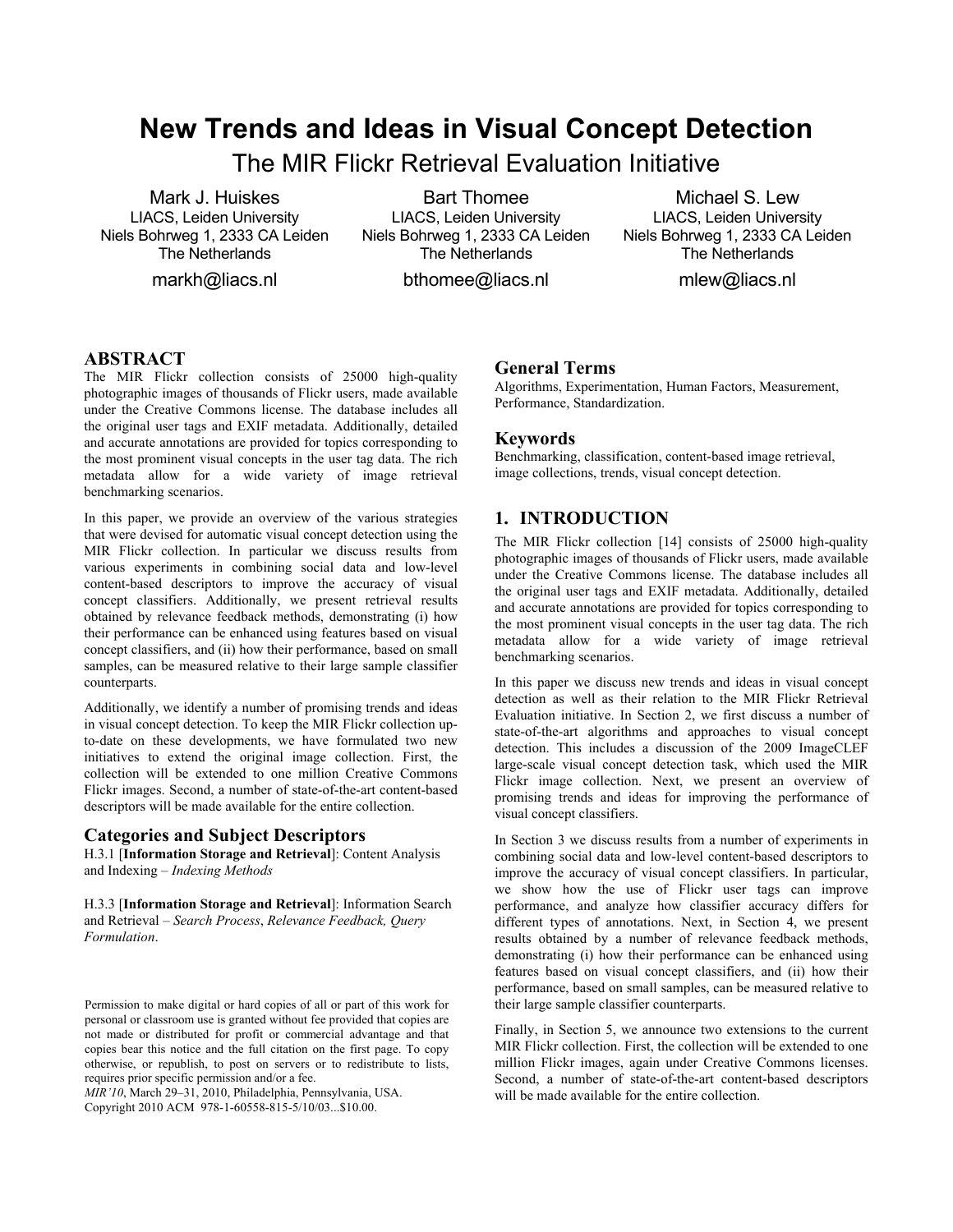# New Trends and Ideas in Visual Concept Detection

## The MIR Flickr Retrieval Evaluation Initiative

Mark J. Huiskes
LIACS, Leiden University
Niels Bohrweg 1, 2333 CA Leiden
The Netherlands
markh@liacs.nl

Bart Thomee
LIACS, Leiden University
Niels Bohrweg 1, 2333 CA Leiden
The Netherlands
bthomee@liacs.nl

Michael S. Lew
LIACS, Leiden University
Niels Bohrweg 1, 2333 CA Leiden
The Netherlands
mlew@liacs.nl

## ABSTRACT

The MIR Flickr collection consists of 25000 high-quality photographic images of thousands of Flickr users, made available under the Creative Commons license. The database includes all the original user tags and EXIF metadata. Additionally, detailed and accurate annotations are provided for topics corresponding to the most prominent visual concepts in the user tag data. The rich metadata allow for a wide variety of image retrieval benchmarking scenarios.

In this paper, we provide an overview of the various strategies that were devised for automatic visual concept detection using the MIR Flickr collection. In particular we discuss results from various experiments in combining social data and low-level content-based descriptors to improve the accuracy of visual concept classifiers. Additionally, we present retrieval results obtained by relevance feedback methods, demonstrating (i) how their performance can be enhanced using features based on visual concept classifiers, and (ii) how their performance, based on small samples, can be measured relative to their large sample classifier counterparts.

Additionally, we identify a number of promising trends and ideas in visual concept detection. To keep the MIR Flickr collection up-to-date on these developments, we have formulated two new initiatives to extend the original image collection. First, the collection will be extended to one million Creative Commons Flickr images. Second, a number of state-of-the-art content-based descriptors will be made available for the entire collection.

## Categories and Subject Descriptors

H.3.1 [**Information Storage and Retrieval**]: Content Analysis and Indexing – *Indexing Methods*

H.3.3 [**Information Storage and Retrieval**]: Information Search and Retrieval – *Search Process*, *Relevance Feedback, Query Formulation*.

Permission to make digital or hard copies of all or part of this work for personal or classroom use is granted without fee provided that copies are not made or distributed for profit or commercial advantage and that copies bear this notice and the full citation on the first page. To copy otherwise, or republish, to post on servers or to redistribute to lists, requires prior specific permission and/or a fee.
*MIR'10*, March 29–31, 2010, Philadelphia, Pennsylvania, USA.
Copyright 2010 ACM 978-1-60558-815-5/10/03...$10.00.

## General Terms

Algorithms, Experimentation, Human Factors, Measurement, Performance, Standardization.

## Keywords

Benchmarking, classification, content-based image retrieval, image collections, trends, visual concept detection.

## 1. INTRODUCTION

The MIR Flickr collection [14] consists of 25000 high-quality photographic images of thousands of Flickr users, made available under the Creative Commons license. The database includes all the original user tags and EXIF metadata. Additionally, detailed and accurate annotations are provided for topics corresponding to the most prominent visual concepts in the user tag data. The rich metadata allow for a wide variety of image retrieval benchmarking scenarios.

In this paper we discuss new trends and ideas in visual concept detection as well as their relation to the MIR Flickr Retrieval Evaluation initiative. In Section 2, we first discuss a number of state-of-the-art algorithms and approaches to visual concept detection. This includes a discussion of the 2009 ImageCLEF large-scale visual concept detection task, which used the MIR Flickr image collection. Next, we present an overview of promising trends and ideas for improving the performance of visual concept classifiers.

In Section 3 we discuss results from a number of experiments in combining social data and low-level content-based descriptors to improve the accuracy of visual concept classifiers. In particular, we show how the use of Flickr user tags can improve performance, and analyze how classifier accuracy differs for different types of annotations. Next, in Section 4, we present results obtained by a number of relevance feedback methods, demonstrating (i) how their performance can be enhanced using features based on visual concept classifiers, and (ii) how their performance, based on small samples, can be measured relative to their large sample classifier counterparts.

Finally, in Section 5, we announce two extensions to the current MIR Flickr collection. First, the collection will be extended to one million Flickr images, again under Creative Commons licenses. Second, a number of state-of-the-art content-based descriptors will be made available for the entire collection.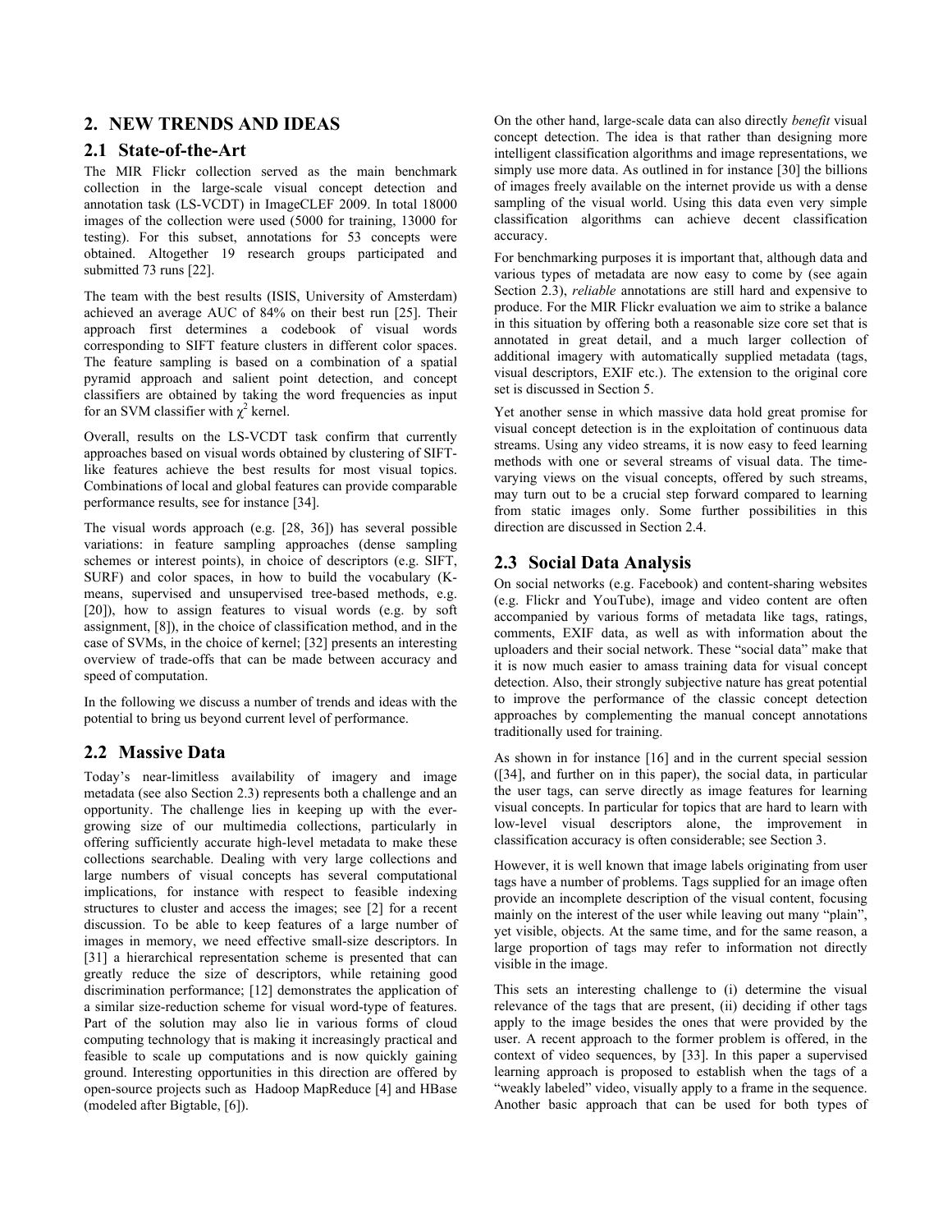## 2. NEW TRENDS AND IDEAS

### 2.1 State-of-the-Art

The MIR Flickr collection served as the main benchmark collection in the large-scale visual concept detection and annotation task (LS-VCDT) in ImageCLEF 2009. In total 18000 images of the collection were used (5000 for training, 13000 for testing). For this subset, annotations for 53 concepts were obtained. Altogether 19 research groups participated and submitted 73 runs [22].

The team with the best results (ISIS, University of Amsterdam) achieved an average AUC of 84% on their best run [25]. Their approach first determines a codebook of visual words corresponding to SIFT feature clusters in different color spaces. The feature sampling is based on a combination of a spatial pyramid approach and salient point detection, and concept classifiers are obtained by taking the word frequencies as input for an SVM classifier with $\chi^2$ kernel.

Overall, results on the LS-VCDT task confirm that currently approaches based on visual words obtained by clustering of SIFT-like features achieve the best results for most visual topics. Combinations of local and global features can provide comparable performance results, see for instance [34].

The visual words approach (e.g. [28, 36]) has several possible variations: in feature sampling approaches (dense sampling schemes or interest points), in choice of descriptors (e.g. SIFT, SURF) and color spaces, in how to build the vocabulary (K-means, supervised and unsupervised tree-based methods, e.g. [20]), how to assign features to visual words (e.g. by soft assignment, [8]), in the choice of classification method, and in the case of SVMs, in the choice of kernel; [32] presents an interesting overview of trade-offs that can be made between accuracy and speed of computation.

In the following we discuss a number of trends and ideas with the potential to bring us beyond current level of performance.

### 2.2 Massive Data

Today's near-limitless availability of imagery and image metadata (see also Section 2.3) represents both a challenge and an opportunity. The challenge lies in keeping up with the ever-growing size of our multimedia collections, particularly in offering sufficiently accurate high-level metadata to make these collections searchable. Dealing with very large collections and large numbers of visual concepts has several computational implications, for instance with respect to feasible indexing structures to cluster and access the images; see [2] for a recent discussion. To be able to keep features of a large number of images in memory, we need effective small-size descriptors. In [31] a hierarchical representation scheme is presented that can greatly reduce the size of descriptors, while retaining good discrimination performance; [12] demonstrates the application of a similar size-reduction scheme for visual word-type of features. Part of the solution may also lie in various forms of cloud computing technology that is making it increasingly practical and feasible to scale up computations and is now quickly gaining ground. Interesting opportunities in this direction are offered by open-source projects such as Hadoop MapReduce [4] and HBase (modeled after Bigtable, [6]).

On the other hand, large-scale data can also directly *benefit* visual concept detection. The idea is that rather than designing more intelligent classification algorithms and image representations, we simply use more data. As outlined in for instance [30] the billions of images freely available on the internet provide us with a dense sampling of the visual world. Using this data even very simple classification algorithms can achieve decent classification accuracy.

For benchmarking purposes it is important that, although data and various types of metadata are now easy to come by (see again Section 2.3), *reliable* annotations are still hard and expensive to produce. For the MIR Flickr evaluation we aim to strike a balance in this situation by offering both a reasonable size core set that is annotated in great detail, and a much larger collection of additional imagery with automatically supplied metadata (tags, visual descriptors, EXIF etc.). The extension to the original core set is discussed in Section 5.

Yet another sense in which massive data hold great promise for visual concept detection is in the exploitation of continuous data streams. Using any video streams, it is now easy to feed learning methods with one or several streams of visual data. The time-varying views on the visual concepts, offered by such streams, may turn out to be a crucial step forward compared to learning from static images only. Some further possibilities in this direction are discussed in Section 2.4.

### 2.3 Social Data Analysis

On social networks (e.g. Facebook) and content-sharing websites (e.g. Flickr and YouTube), image and video content are often accompanied by various forms of metadata like tags, ratings, comments, EXIF data, as well as with information about the uploaders and their social network. These "social data" make that it is now much easier to amass training data for visual concept detection. Also, their strongly subjective nature has great potential to improve the performance of the classic concept detection approaches by complementing the manual concept annotations traditionally used for training.

As shown in for instance [16] and in the current special session ([34], and further on in this paper), the social data, in particular the user tags, can serve directly as image features for learning visual concepts. In particular for topics that are hard to learn with low-level visual descriptors alone, the improvement in classification accuracy is often considerable; see Section 3.

However, it is well known that image labels originating from user tags have a number of problems. Tags supplied for an image often provide an incomplete description of the visual content, focusing mainly on the interest of the user while leaving out many "plain", yet visible, objects. At the same time, and for the same reason, a large proportion of tags may refer to information not directly visible in the image.

This sets an interesting challenge to (i) determine the visual relevance of the tags that are present, (ii) deciding if other tags apply to the image besides the ones that were provided by the user. A recent approach to the former problem is offered, in the context of video sequences, by [33]. In this paper a supervised learning approach is proposed to establish when the tags of a "weakly labeled" video, visually apply to a frame in the sequence. Another basic approach that can be used for both types of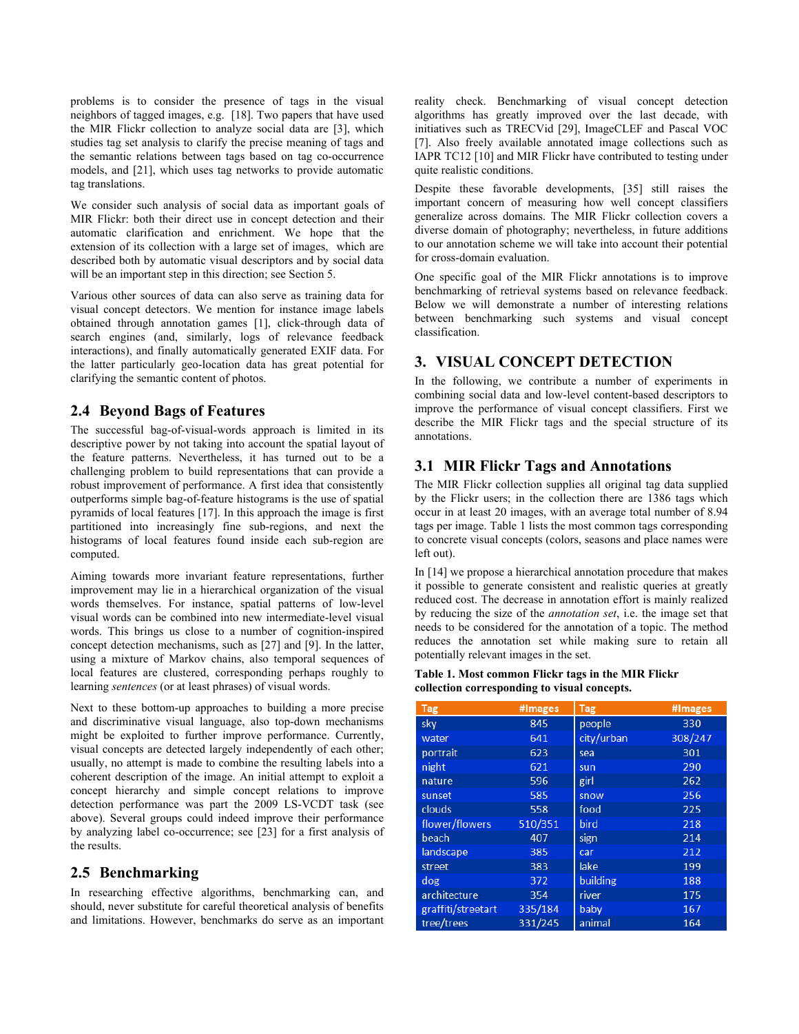problems is to consider the presence of tags in the visual neighbors of tagged images, e.g. [18]. Two papers that have used the MIR Flickr collection to analyze social data are [3], which studies tag set analysis to clarify the precise meaning of tags and the semantic relations between tags based on tag co-occurrence models, and [21], which uses tag networks to provide automatic tag translations.

We consider such analysis of social data as important goals of MIR Flickr: both their direct use in concept detection and their automatic clarification and enrichment. We hope that the extension of its collection with a large set of images, which are described both by automatic visual descriptors and by social data will be an important step in this direction; see Section 5.

Various other sources of data can also serve as training data for visual concept detectors. We mention for instance image labels obtained through annotation games [1], click-through data of search engines (and, similarly, logs of relevance feedback interactions), and finally automatically generated EXIF data. For the latter particularly geo-location data has great potential for clarifying the semantic content of photos.

## 2.4 Beyond Bags of Features

The successful bag-of-visual-words approach is limited in its descriptive power by not taking into account the spatial layout of the feature patterns. Nevertheless, it has turned out to be a challenging problem to build representations that can provide a robust improvement of performance. A first idea that consistently outperforms simple bag-of-feature histograms is the use of spatial pyramids of local features [17]. In this approach the image is first partitioned into increasingly fine sub-regions, and next the histograms of local features found inside each sub-region are computed.

Aiming towards more invariant feature representations, further improvement may lie in a hierarchical organization of the visual words themselves. For instance, spatial patterns of low-level visual words can be combined into new intermediate-level visual words. This brings us close to a number of cognition-inspired concept detection mechanisms, such as [27] and [9]. In the latter, using a mixture of Markov chains, also temporal sequences of local features are clustered, corresponding perhaps roughly to learning *sentences* (or at least phrases) of visual words.

Next to these bottom-up approaches to building a more precise and discriminative visual language, also top-down mechanisms might be exploited to further improve performance. Currently, visual concepts are detected largely independently of each other; usually, no attempt is made to combine the resulting labels into a coherent description of the image. An initial attempt to exploit a concept hierarchy and simple concept relations to improve detection performance was part the 2009 LS-VCDT task (see above). Several groups could indeed improve their performance by analyzing label co-occurrence; see [23] for a first analysis of the results.

## 2.5 Benchmarking

In researching effective algorithms, benchmarking can, and should, never substitute for careful theoretical analysis of benefits and limitations. However, benchmarks do serve as an important reality check. Benchmarking of visual concept detection algorithms has greatly improved over the last decade, with initiatives such as TRECVid [29], ImageCLEF and Pascal VOC [7]. Also freely available annotated image collections such as IAPR TC12 [10] and MIR Flickr have contributed to testing under quite realistic conditions.

Despite these favorable developments, [35] still raises the important concern of measuring how well concept classifiers generalize across domains. The MIR Flickr collection covers a diverse domain of photography; nevertheless, in future additions to our annotation scheme we will take into account their potential for cross-domain evaluation.

One specific goal of the MIR Flickr annotations is to improve benchmarking of retrieval systems based on relevance feedback. Below we will demonstrate a number of interesting relations between benchmarking such systems and visual concept classification.

# 3. VISUAL CONCEPT DETECTION

In the following, we contribute a number of experiments in combining social data and low-level content-based descriptors to improve the performance of visual concept classifiers. First we describe the MIR Flickr tags and the special structure of its annotations.

## 3.1 MIR Flickr Tags and Annotations

The MIR Flickr collection supplies all original tag data supplied by the Flickr users; in the collection there are 1386 tags which occur in at least 20 images, with an average total number of 8.94 tags per image. Table 1 lists the most common tags corresponding to concrete visual concepts (colors, seasons and place names were left out).

In [14] we propose a hierarchical annotation procedure that makes it possible to generate consistent and realistic queries at greatly reduced cost. The decrease in annotation effort is mainly realized by reducing the size of the *annotation set*, i.e. the image set that needs to be considered for the annotation of a topic. The method reduces the annotation set while making sure to retain all potentially relevant images in the set.

**Table 1. Most common Flickr tags in the MIR Flickr collection corresponding to visual concepts.**

| Tag | #Images | Tag | #Images |
|---|---|---|---|
| sky | 845 | people | 330 |
| water | 641 | city/urban | 308/247 |
| portrait | 623 | sea | 301 |
| night | 621 | sun | 290 |
| nature | 596 | girl | 262 |
| sunset | 585 | snow | 256 |
| clouds | 558 | food | 225 |
| flower/flowers | 510/351 | bird | 218 |
| beach | 407 | sign | 214 |
| landscape | 385 | car | 212 |
| street | 383 | lake | 199 |
| dog | 372 | building | 188 |
| architecture | 354 | river | 175 |
| graffiti/streetart | 335/184 | baby | 167 |
| tree/trees | 331/245 | animal | 164 |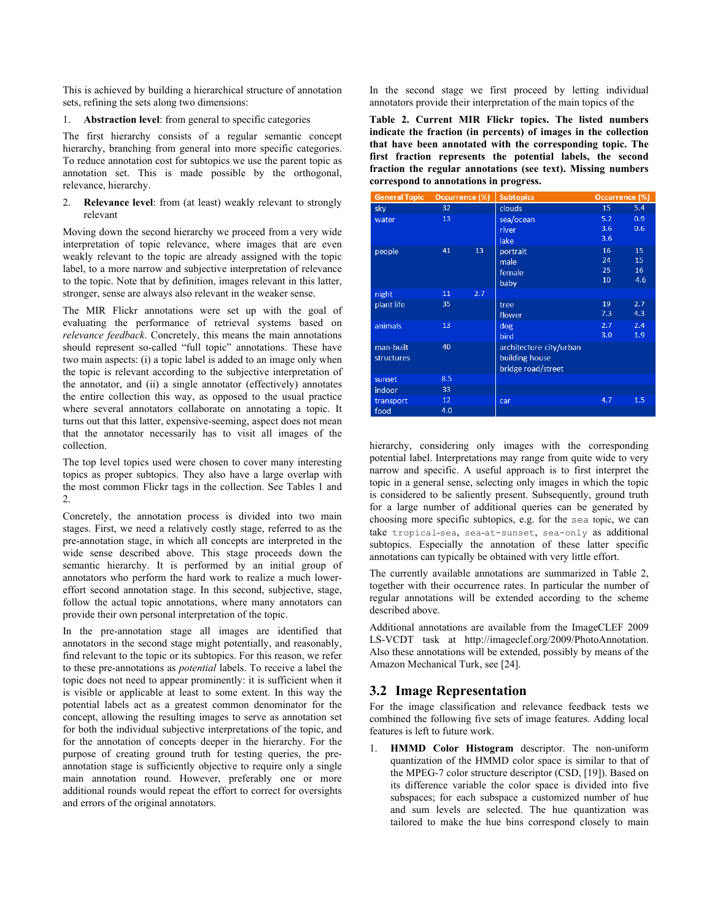This is achieved by building a hierarchical structure of annotation sets, refining the sets along two dimensions:

1. **Abstraction level**: from general to specific categories

The first hierarchy consists of a regular semantic concept hierarchy, branching from general into more specific categories. To reduce annotation cost for subtopics we use the parent topic as annotation set. This is made possible by the orthogonal, relevance, hierarchy.

2. **Relevance level**: from (at least) weakly relevant to strongly relevant

Moving down the second hierarchy we proceed from a very wide interpretation of topic relevance, where images that are even weakly relevant to the topic are already assigned with the topic label, to a more narrow and subjective interpretation of relevance to the topic. Note that by definition, images relevant in this latter, stronger, sense are always also relevant in the weaker sense.

The MIR Flickr annotations were set up with the goal of evaluating the performance of retrieval systems based on *relevance feedback*. Concretely, this means the main annotations should represent so-called "full topic" annotations. These have two main aspects: (i) a topic label is added to an image only when the topic is relevant according to the subjective interpretation of the annotator, and (ii) a single annotator (effectively) annotates the entire collection this way, as opposed to the usual practice where several annotators collaborate on annotating a topic. It turns out that this latter, expensive-seeming, aspect does not mean that the annotator necessarily has to visit all images of the collection.

The top level topics used were chosen to cover many interesting topics as proper subtopics. They also have a large overlap with the most common Flickr tags in the collection. See Tables 1 and 2.

Concretely, the annotation process is divided into two main stages. First, we need a relatively costly stage, referred to as the pre-annotation stage, in which all concepts are interpreted in the wide sense described above. This stage proceeds down the semantic hierarchy. It is performed by an initial group of annotators who perform the hard work to realize a much lower-effort second annotation stage. In this second, subjective, stage, follow the actual topic annotations, where many annotators can provide their own personal interpretation of the topic.

In the pre-annotation stage all images are identified that annotators in the second stage might potentially, and reasonably, find relevant to the topic or its subtopics. For this reason, we refer to these pre-annotations as *potential* labels. To receive a label the topic does not need to appear prominently: it is sufficient when it is visible or applicable at least to some extent. In this way the potential labels act as a greatest common denominator for the concept, allowing the resulting images to serve as annotation set for both the individual subjective interpretations of the topic, and for the annotation of concepts deeper in the hierarchy. For the purpose of creating ground truth for testing queries, the pre-annotation stage is sufficiently objective to require only a single main annotation round. However, preferably one or more additional rounds would repeat the effort to correct for oversights and errors of the original annotators.

In the second stage we first proceed by letting individual annotators provide their interpretation of the main topics of the hierarchy, considering only images with the corresponding potential label. Interpretations may range from quite wide to very narrow and specific. A useful approach is to first interpret the topic in a general sense, selecting only images in which the topic is considered to be saliently present. Subsequently, ground truth for a large number of additional queries can be generated by choosing more specific subtopics, e.g. for the `sea` topic, we can take `tropical-sea`, `sea-at-sunset`, `sea-only` as additional subtopics. Especially the annotation of these latter specific annotations can typically be obtained with very little effort.

**Table 2. Current MIR Flickr topics. The listed numbers indicate the fraction (in percents) of images in the collection that have been annotated with the corresponding topic. The first fraction represents the potential labels, the second fraction the regular annotations (see text). Missing numbers correspond to annotations in progress.**

| General Topic | Occurrence (%) | | Subtopics | Occurrence (%) | |
|---|---|---|---|---|---|
| sky | 32 | | clouds | 15 | 5.4 |
| water | 13 | | sea/ocean | 5.2 | 0.9 |
| | | | river | 3.6 | 0.6 |
| | | | lake | 3.6 | |
| people | 41 | 13 | portrait | 16 | 15 |
| | | | male | 24 | 15 |
| | | | female | 25 | 16 |
| | | | baby | 10 | 4.6 |
| night | 11 | 2.7 | | | |
| plant life | 35 | | tree | 19 | 2.7 |
| | | | flower | 7.3 | 4.3 |
| animals | 13 | | dog | 2.7 | 2.4 |
| | | | bird | 3.0 | 1.9 |
| man-built structures | 40 | | architecture city/urban | | |
| | | | building house | | |
| | | | bridge road/street | | |
| sunset | 8.5 | | | | |
| indoor | 33 | | | | |
| transport | 12 | | car | 4.7 | 1.5 |
| food | 4.0 | | | | |

The currently available annotations are summarized in Table 2, together with their occurrence rates. In particular the number of regular annotations will be extended according to the scheme described above.

Additional annotations are available from the ImageCLEF 2009 LS-VCDT task at http://imageclef.org/2009/PhotoAnnotation. Also these annotations will be extended, possibly by means of the Amazon Mechanical Turk, see [24].

## 3.2 Image Representation

For the image classification and relevance feedback tests we combined the following five sets of image features. Adding local features is left to future work.

1. **HMMD Color Histogram** descriptor. The non-uniform quantization of the HMMD color space is similar to that of the MPEG-7 color structure descriptor (CSD, [19]). Based on its difference variable the color space is divided into five subspaces; for each subspace a customized number of hue and sum levels are selected. The hue quantization was tailored to make the hue bins correspond closely to main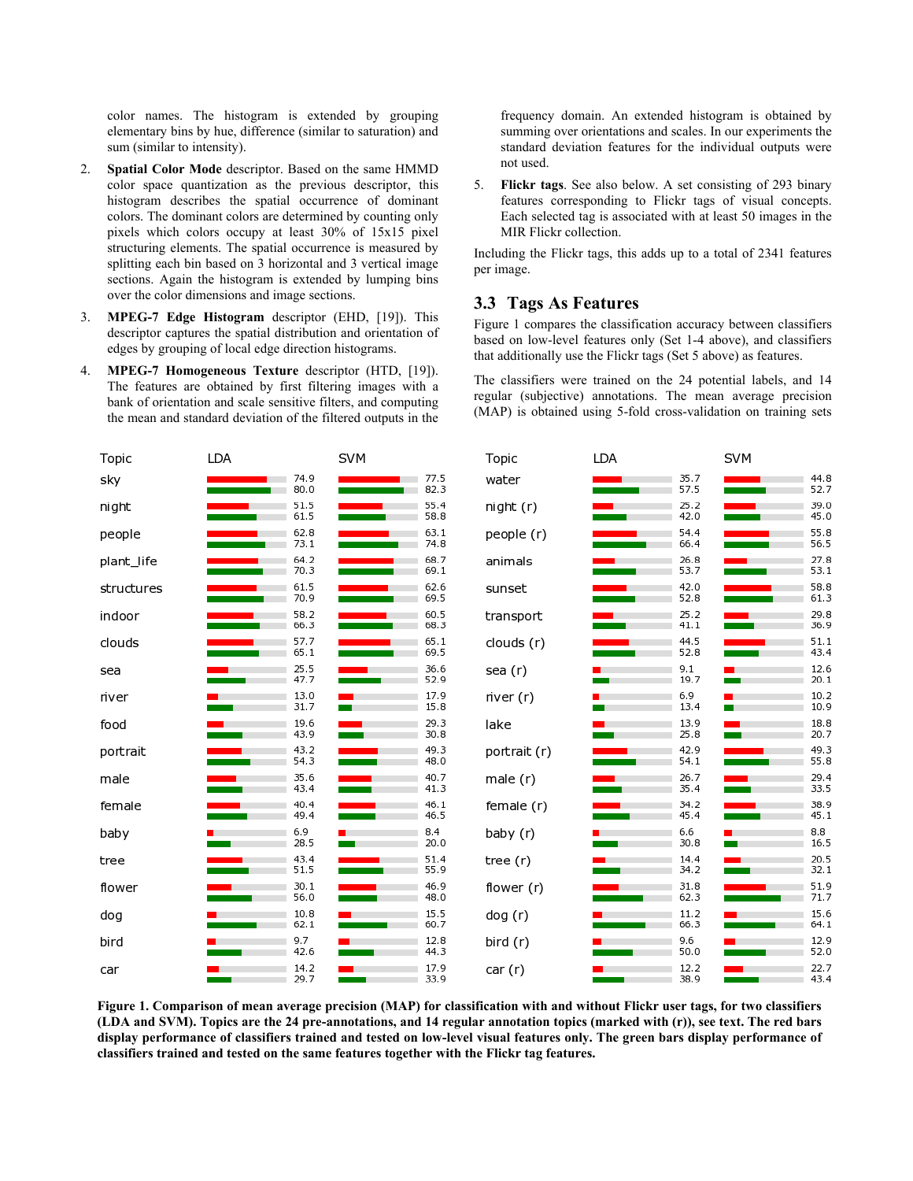color names. The histogram is extended by grouping elementary bins by hue, difference (similar to saturation) and sum (similar to intensity).

2. **Spatial Color Mode** descriptor. Based on the same HMMD color space quantization as the previous descriptor, this histogram describes the spatial occurrence of dominant colors. The dominant colors are determined by counting only pixels which colors occupy at least 30% of 15x15 pixel structuring elements. The spatial occurrence is measured by splitting each bin based on 3 horizontal and 3 vertical image sections. Again the histogram is extended by lumping bins over the color dimensions and image sections.

3. **MPEG-7 Edge Histogram** descriptor (EHD, [19]). This descriptor captures the spatial distribution and orientation of edges by grouping of local edge direction histograms.

4. **MPEG-7 Homogeneous Texture** descriptor (HTD, [19]). The features are obtained by first filtering images with a bank of orientation and scale sensitive filters, and computing the mean and standard deviation of the filtered outputs in the frequency domain. An extended histogram is obtained by summing over orientations and scales. In our experiments the standard deviation features for the individual outputs were not used.

5. **Flickr tags**. See also below. A set consisting of 293 binary features corresponding to Flickr tags of visual concepts. Each selected tag is associated with at least 50 images in the MIR Flickr collection.

Including the Flickr tags, this adds up to a total of 2341 features per image.

## 3.3 Tags As Features

Figure 1 compares the classification accuracy between classifiers based on low-level features only (Set 1-4 above), and classifiers that additionally use the Flickr tags (Set 5 above) as features.

The classifiers were trained on the 24 potential labels, and 14 regular (subjective) annotations. The mean average precision (MAP) is obtained using 5-fold cross-validation on training sets

| Topic | LDA (red) | LDA (green) | SVM (red) | SVM (green) |
|---|---|---|---|---|
| sky | 74.9 | 80.0 | 77.5 | 82.3 |
| night | 51.5 | 61.5 | 55.4 | 58.8 |
| people | 62.8 | 73.1 | 63.1 | 74.8 |
| plant_life | 64.2 | 70.3 | 68.7 | 69.1 |
| structures | 61.5 | 70.9 | 62.6 | 69.5 |
| indoor | 58.2 | 66.3 | 60.5 | 68.3 |
| clouds | 57.7 | 65.1 | 65.1 | 69.5 |
| sea | 25.5 | 47.7 | 36.6 | 52.9 |
| river | 13.0 | 31.7 | 17.9 | 15.8 |
| food | 19.6 | 43.9 | 29.3 | 30.8 |
| portrait | 43.2 | 54.3 | 49.3 | 48.0 |
| male | 35.6 | 43.4 | 40.7 | 41.3 |
| female | 40.4 | 49.4 | 46.1 | 46.5 |
| baby | 6.9 | 28.5 | 8.4 | 20.0 |
| tree | 43.4 | 51.5 | 51.4 | 55.9 |
| flower | 30.1 | 56.0 | 46.9 | 48.0 |
| dog | 10.8 | 62.1 | 15.5 | 60.7 |
| bird | 9.7 | 42.6 | 12.8 | 44.3 |
| car | 14.2 | 29.7 | 17.9 | 33.9 |
| water | 35.7 | 57.5 | 44.8 | 52.7 |
| night (r) | 25.2 | 42.0 | 39.0 | 45.0 |
| people (r) | 54.4 | 66.4 | 55.8 | 56.5 |
| animals | 26.8 | 53.7 | 27.8 | 53.1 |
| sunset | 42.0 | 52.8 | 58.8 | 61.3 |
| transport | 25.2 | 41.1 | 29.8 | 36.9 |
| clouds (r) | 44.5 | 52.8 | 51.1 | 43.4 |
| sea (r) | 9.1 | 19.7 | 12.6 | 20.1 |
| river (r) | 6.9 | 13.4 | 10.2 | 10.9 |
| lake | 13.9 | 25.8 | 18.8 | 20.7 |
| portrait (r) | 42.9 | 54.1 | 49.3 | 55.8 |
| male (r) | 26.7 | 35.4 | 29.4 | 33.5 |
| female (r) | 34.2 | 45.4 | 38.9 | 45.1 |
| baby (r) | 6.6 | 30.8 | 8.8 | 16.5 |
| tree (r) | 14.4 | 34.2 | 20.5 | 32.1 |
| flower (r) | 31.8 | 62.3 | 51.9 | 71.7 |
| dog (r) | 11.2 | 66.3 | 15.6 | 64.1 |
| bird (r) | 9.6 | 50.0 | 12.9 | 52.0 |
| car (r) | 12.2 | 38.9 | 22.7 | 43.4 |

**Figure 1. Comparison of mean average precision (MAP) for classification with and without Flickr user tags, for two classifiers (LDA and SVM). Topics are the 24 pre-annotations, and 14 regular annotation topics (marked with (r)), see text. The red bars display performance of classifiers trained and tested on low-level visual features only. The green bars display performance of classifiers trained and tested on the same features together with the Flickr tag features.**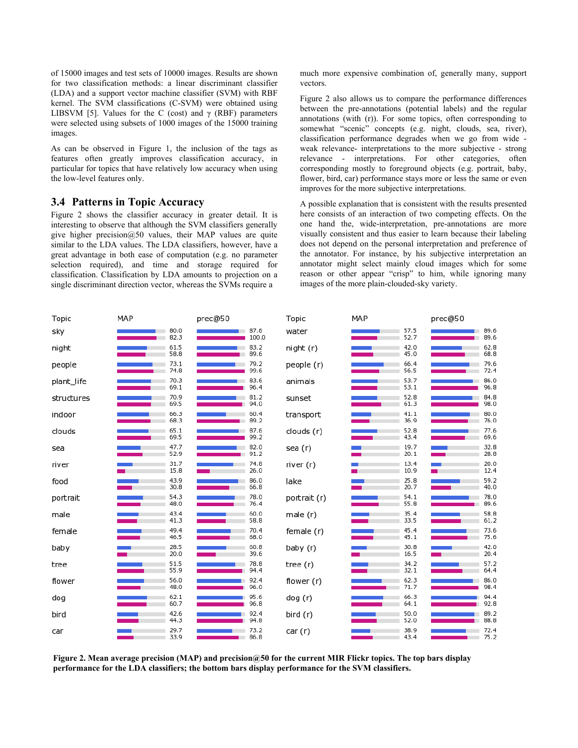of 15000 images and test sets of 10000 images. Results are shown for two classification methods: a linear discriminant classifier (LDA) and a support vector machine classifier (SVM) with RBF kernel. The SVM classifications (C-SVM) were obtained using LIBSVM [5]. Values for the C (cost) and γ (RBF) parameters were selected using subsets of 1000 images of the 15000 training images.

As can be observed in Figure 1, the inclusion of the tags as features often greatly improves classification accuracy, in particular for topics that have relatively low accuracy when using the low-level features only.

### 3.4 Patterns in Topic Accuracy

Figure 2 shows the classifier accuracy in greater detail. It is interesting to observe that although the SVM classifiers generally give higher precision@50 values, their MAP values are quite similar to the LDA values. The LDA classifiers, however, have a great advantage in both ease of computation (e.g. no parameter selection required), and time and storage required for classification. Classification by LDA amounts to projection on a single discriminant direction vector, whereas the SVMs require a much more expensive combination of, generally many, support vectors.

Figure 2 also allows us to compare the performance differences between the pre-annotations (potential labels) and the regular annotations (with (r)). For some topics, often corresponding to somewhat "scenic" concepts (e.g. night, clouds, sea, river), classification performance degrades when we go from wide - weak relevance- interpretations to the more subjective - strong relevance - interpretations. For other categories, often corresponding mostly to foreground objects (e.g. portrait, baby, flower, bird, car) performance stays more or less the same or even improves for the more subjective interpretations.

A possible explanation that is consistent with the results presented here consists of an interaction of two competing effects. On the one hand the, wide-interpretation, pre-annotations are more visually consistent and thus easier to learn because their labeling does not depend on the personal interpretation and preference of the annotator. For instance, by his subjective interpretation an annotator might select mainly cloud images which for some reason or other appear "crisp" to him, while ignoring many images of the more plain-clouded-sky variety.

| Topic | MAP (LDA) | MAP (SVM) | prec@50 (LDA) | prec@50 (SVM) |
|---|---|---|---|---|
| sky | 80.0 | 82.3 | 87.6 | 100.0 |
| night | 61.5 | 58.8 | 83.2 | 89.6 |
| people | 73.1 | 74.8 | 79.2 | 99.6 |
| plant_life | 70.3 | 69.1 | 83.6 | 96.4 |
| structures | 70.9 | 69.5 | 81.2 | 94.0 |
| indoor | 66.3 | 68.3 | 60.4 | 89.2 |
| clouds | 65.1 | 69.5 | 87.6 | 99.2 |
| sea | 47.7 | 52.9 | 82.0 | 91.2 |
| river | 31.7 | 15.8 | 74.8 | 26.0 |
| food | 43.9 | 30.8 | 86.0 | 66.8 |
| portrait | 54.3 | 48.0 | 78.0 | 76.4 |
| male | 43.4 | 41.3 | 60.0 | 58.8 |
| female | 49.4 | 46.5 | 70.4 | 68.0 |
| baby | 28.5 | 20.0 | 60.8 | 39.6 |
| tree | 51.5 | 55.9 | 78.8 | 94.4 |
| flower | 56.0 | 48.0 | 92.4 | 96.0 |
| dog | 62.1 | 60.7 | 95.6 | 96.8 |
| bird | 42.6 | 44.3 | 92.4 | 94.8 |
| car | 29.7 | 33.9 | 73.2 | 86.8 |
| water | 57.5 | 52.7 | 89.6 | 89.6 |
| night (r) | 42.0 | 45.0 | 62.8 | 68.8 |
| people (r) | 66.4 | 56.5 | 79.6 | 72.4 |
| animals | 53.7 | 53.1 | 86.0 | 96.8 |
| sunset | 52.8 | 61.3 | 84.8 | 98.0 |
| transport | 41.1 | 36.9 | 80.0 | 76.0 |
| clouds (r) | 52.8 | 43.4 | 77.6 | 69.6 |
| sea (r) | 19.7 | 20.1 | 32.8 | 28.8 |
| river (r) | 13.4 | 10.9 | 20.0 | 12.4 |
| lake | 25.8 | 20.7 | 59.2 | 40.0 |
| portrait (r) | 54.1 | 55.8 | 78.0 | 89.6 |
| male (r) | 35.4 | 33.5 | 58.8 | 61.2 |
| female (r) | 45.4 | 45.1 | 73.6 | 75.6 |
| baby (r) | 30.8 | 16.5 | 42.0 | 20.4 |
| tree (r) | 34.2 | 32.1 | 57.2 | 64.4 |
| flower (r) | 62.3 | 71.7 | 86.0 | 98.4 |
| dog (r) | 66.3 | 64.1 | 94.4 | 92.8 |
| bird (r) | 50.0 | 52.0 | 89.2 | 88.8 |
| car (r) | 38.9 | 43.4 | 72.4 | 75.2 |

**Figure 2. Mean average precision (MAP) and precision@50 for the current MIR Flickr topics. The top bars display performance for the LDA classifiers; the bottom bars display performance for the SVM classifiers.**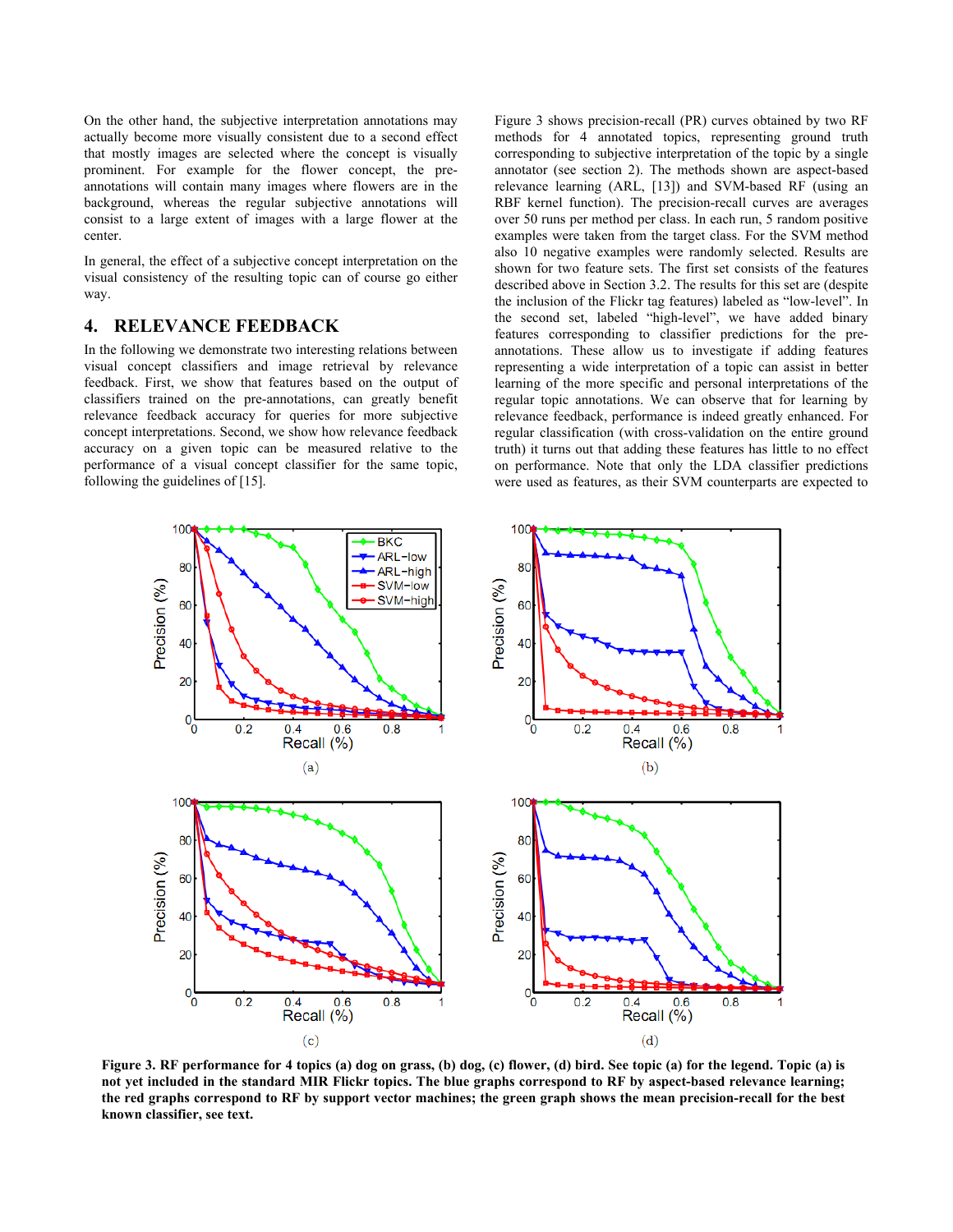On the other hand, the subjective interpretation annotations may actually become more visually consistent due to a second effect that mostly images are selected where the concept is visually prominent. For example for the flower concept, the pre-annotations will contain many images where flowers are in the background, whereas the regular subjective annotations will consist to a large extent of images with a large flower at the center.

In general, the effect of a subjective concept interpretation on the visual consistency of the resulting topic can of course go either way.

## 4. RELEVANCE FEEDBACK

In the following we demonstrate two interesting relations between visual concept classifiers and image retrieval by relevance feedback. First, we show that features based on the output of classifiers trained on the pre-annotations, can greatly benefit relevance feedback accuracy for queries for more subjective concept interpretations. Second, we show how relevance feedback accuracy on a given topic can be measured relative to the performance of a visual concept classifier for the same topic, following the guidelines of [15].

Figure 3 shows precision-recall (PR) curves obtained by two RF methods for 4 annotated topics, representing ground truth corresponding to subjective interpretation of the topic by a single annotator (see section 2). The methods shown are aspect-based relevance learning (ARL, [13]) and SVM-based RF (using an RBF kernel function). The precision-recall curves are averages over 50 runs per method per class. In each run, 5 random positive examples were taken from the target class. For the SVM method also 10 negative examples were randomly selected. Results are shown for two feature sets. The first set consists of the features described above in Section 3.2. The results for this set are (despite the inclusion of the Flickr tag features) labeled as "low-level". In the second set, labeled "high-level", we have added binary features corresponding to classifier predictions for the pre-annotations. These allow us to investigate if adding features representing a wide interpretation of a topic can assist in better learning of the more specific and personal interpretations of the regular topic annotations. We can observe that for learning by relevance feedback, performance is indeed greatly enhanced. For regular classification (with cross-validation on the entire ground truth) it turns out that adding these features has little to no effect on performance. Note that only the LDA classifier predictions were used as features, as their SVM counterparts are expected to

**Figure 3. RF performance for 4 topics (a) dog on grass, (b) dog, (c) flower, (d) bird. See topic (a) for the legend. Topic (a) is not yet included in the standard MIR Flickr topics. The blue graphs correspond to RF by aspect-based relevance learning; the red graphs correspond to RF by support vector machines; the green graph shows the mean precision-recall for the best known classifier, see text.**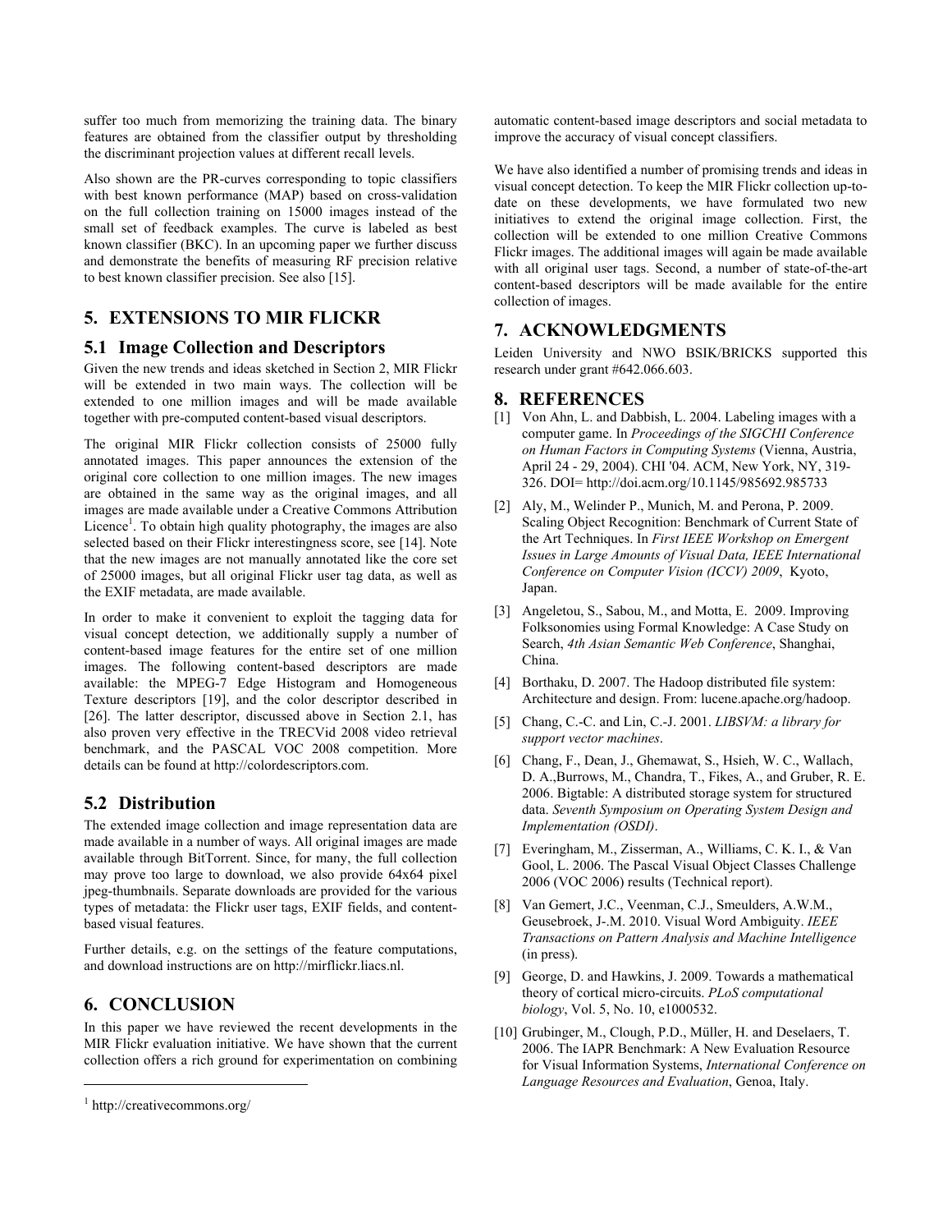suffer too much from memorizing the training data. The binary features are obtained from the classifier output by thresholding the discriminant projection values at different recall levels.

Also shown are the PR-curves corresponding to topic classifiers with best known performance (MAP) based on cross-validation on the full collection training on 15000 images instead of the small set of feedback examples. The curve is labeled as best known classifier (BKC). In an upcoming paper we further discuss and demonstrate the benefits of measuring RF precision relative to best known classifier precision. See also [15].

## 5. EXTENSIONS TO MIR FLICKR

### 5.1 Image Collection and Descriptors

Given the new trends and ideas sketched in Section 2, MIR Flickr will be extended in two main ways. The collection will be extended to one million images and will be made available together with pre-computed content-based visual descriptors.

The original MIR Flickr collection consists of 25000 fully annotated images. This paper announces the extension of the original core collection to one million images. The new images are obtained in the same way as the original images, and all images are made available under a Creative Commons Attribution Licence[1]. To obtain high quality photography, the images are also selected based on their Flickr interestingness score, see [14]. Note that the new images are not manually annotated like the core set of 25000 images, but all original Flickr user tag data, as well as the EXIF metadata, are made available.

In order to make it convenient to exploit the tagging data for visual concept detection, we additionally supply a number of content-based image features for the entire set of one million images. The following content-based descriptors are made available: the MPEG-7 Edge Histogram and Homogeneous Texture descriptors [19], and the color descriptor described in [26]. The latter descriptor, discussed above in Section 2.1, has also proven very effective in the TRECVid 2008 video retrieval benchmark, and the PASCAL VOC 2008 competition. More details can be found at http://colordescriptors.com.

### 5.2 Distribution

The extended image collection and image representation data are made available in a number of ways. All original images are made available through BitTorrent. Since, for many, the full collection may prove too large to download, we also provide 64x64 pixel jpeg-thumbnails. Separate downloads are provided for the various types of metadata: the Flickr user tags, EXIF fields, and content-based visual features.

Further details, e.g. on the settings of the feature computations, and download instructions are on http://mirflickr.liacs.nl.

## 6. CONCLUSION

In this paper we have reviewed the recent developments in the MIR Flickr evaluation initiative. We have shown that the current collection offers a rich ground for experimentation on combining automatic content-based image descriptors and social metadata to improve the accuracy of visual concept classifiers.

We have also identified a number of promising trends and ideas in visual concept detection. To keep the MIR Flickr collection up-to-date on these developments, we have formulated two new initiatives to extend the original image collection. First, the collection will be extended to one million Creative Commons Flickr images. The additional images will again be made available with all original user tags. Second, a number of state-of-the-art content-based descriptors will be made available for the entire collection of images.

## 7. ACKNOWLEDGMENTS

Leiden University and NWO BSIK/BRICKS supported this research under grant #642.066.603.

## 8. REFERENCES

[1] Von Ahn, L. and Dabbish, L. 2004. Labeling images with a computer game. In *Proceedings of the SIGCHI Conference on Human Factors in Computing Systems* (Vienna, Austria, April 24 - 29, 2004). CHI '04. ACM, New York, NY, 319-326. DOI= http://doi.acm.org/10.1145/985692.985733

[2] Aly, M., Welinder P., Munich, M. and Perona, P. 2009. Scaling Object Recognition: Benchmark of Current State of the Art Techniques. In *First IEEE Workshop on Emergent Issues in Large Amounts of Visual Data, IEEE International Conference on Computer Vision (ICCV) 2009*, Kyoto, Japan.

[3] Angeletou, S., Sabou, M., and Motta, E. 2009. Improving Folksonomies using Formal Knowledge: A Case Study on Search, *4th Asian Semantic Web Conference*, Shanghai, China.

[4] Borthaku, D. 2007. The Hadoop distributed file system: Architecture and design. From: lucene.apache.org/hadoop.

[5] Chang, C.-C. and Lin, C.-J. 2001. *LIBSVM: a library for support vector machines*.

[6] Chang, F., Dean, J., Ghemawat, S., Hsieh, W. C., Wallach, D. A.,Burrows, M., Chandra, T., Fikes, A., and Gruber, R. E. 2006. Bigtable: A distributed storage system for structured data. *Seventh Symposium on Operating System Design and Implementation (OSDI)*.

[7] Everingham, M., Zisserman, A., Williams, C. K. I., & Van Gool, L. 2006. The Pascal Visual Object Classes Challenge 2006 (VOC 2006) results (Technical report).

[8] Van Gemert, J.C., Veenman, C.J., Smeulders, A.W.M., Geusebroek, J-.M. 2010. Visual Word Ambiguity. *IEEE Transactions on Pattern Analysis and Machine Intelligence* (in press).

[9] George, D. and Hawkins, J. 2009. Towards a mathematical theory of cortical micro-circuits. *PLoS computational biology*, Vol. 5, No. 10, e1000532.

[10] Grubinger, M., Clough, P.D., Müller, H. and Deselaers, T. 2006. The IAPR Benchmark: A New Evaluation Resource for Visual Information Systems, *International Conference on Language Resources and Evaluation*, Genoa, Italy.

[1] http://creativecommons.org/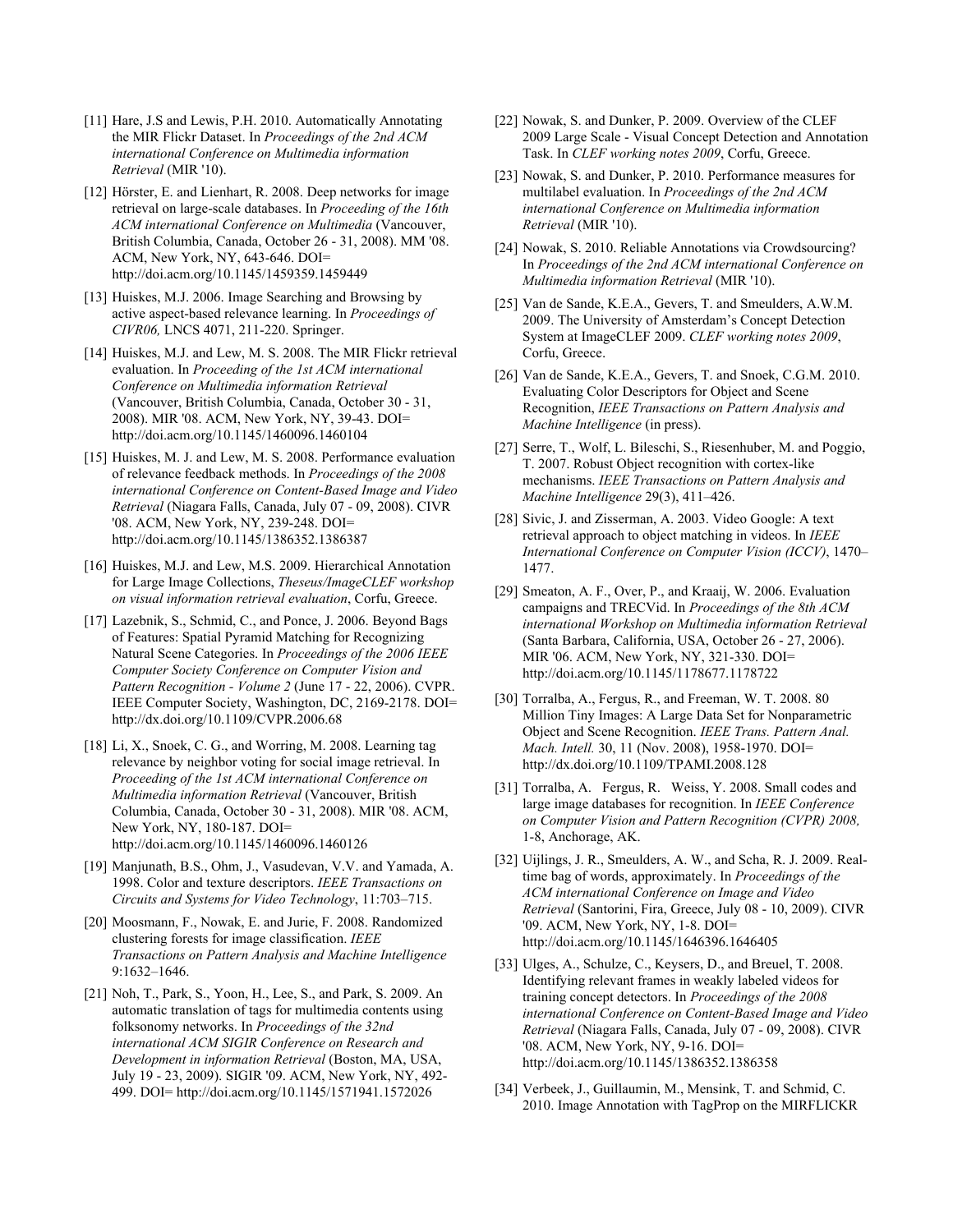[11] Hare, J.S and Lewis, P.H. 2010. Automatically Annotating the MIR Flickr Dataset. In *Proceedings of the 2nd ACM international Conference on Multimedia information Retrieval* (MIR '10).

[12] Hörster, E. and Lienhart, R. 2008. Deep networks for image retrieval on large-scale databases. In *Proceeding of the 16th ACM international Conference on Multimedia* (Vancouver, British Columbia, Canada, October 26 - 31, 2008). MM '08. ACM, New York, NY, 643-646. DOI= http://doi.acm.org/10.1145/1459359.1459449

[13] Huiskes, M.J. 2006. Image Searching and Browsing by active aspect-based relevance learning. In *Proceedings of CIVR06,* LNCS 4071, 211-220. Springer.

[14] Huiskes, M.J. and Lew, M. S. 2008. The MIR Flickr retrieval evaluation. In *Proceeding of the 1st ACM international Conference on Multimedia information Retrieval* (Vancouver, British Columbia, Canada, October 30 - 31, 2008). MIR '08. ACM, New York, NY, 39-43. DOI= http://doi.acm.org/10.1145/1460096.1460104

[15] Huiskes, M. J. and Lew, M. S. 2008. Performance evaluation of relevance feedback methods. In *Proceedings of the 2008 international Conference on Content-Based Image and Video Retrieval* (Niagara Falls, Canada, July 07 - 09, 2008). CIVR '08. ACM, New York, NY, 239-248. DOI= http://doi.acm.org/10.1145/1386352.1386387

[16] Huiskes, M.J. and Lew, M.S. 2009. Hierarchical Annotation for Large Image Collections, *Theseus/ImageCLEF workshop on visual information retrieval evaluation*, Corfu, Greece.

[17] Lazebnik, S., Schmid, C., and Ponce, J. 2006. Beyond Bags of Features: Spatial Pyramid Matching for Recognizing Natural Scene Categories. In *Proceedings of the 2006 IEEE Computer Society Conference on Computer Vision and Pattern Recognition - Volume 2* (June 17 - 22, 2006). CVPR. IEEE Computer Society, Washington, DC, 2169-2178. DOI= http://dx.doi.org/10.1109/CVPR.2006.68

[18] Li, X., Snoek, C. G., and Worring, M. 2008. Learning tag relevance by neighbor voting for social image retrieval. In *Proceeding of the 1st ACM international Conference on Multimedia information Retrieval* (Vancouver, British Columbia, Canada, October 30 - 31, 2008). MIR '08. ACM, New York, NY, 180-187. DOI= http://doi.acm.org/10.1145/1460096.1460126

[19] Manjunath, B.S., Ohm, J., Vasudevan, V.V. and Yamada, A. 1998. Color and texture descriptors. *IEEE Transactions on Circuits and Systems for Video Technology*, 11:703–715.

[20] Moosmann, F., Nowak, E. and Jurie, F. 2008. Randomized clustering forests for image classification. *IEEE Transactions on Pattern Analysis and Machine Intelligence* 9:1632–1646.

[21] Noh, T., Park, S., Yoon, H., Lee, S., and Park, S. 2009. An automatic translation of tags for multimedia contents using folksonomy networks. In *Proceedings of the 32nd international ACM SIGIR Conference on Research and Development in information Retrieval* (Boston, MA, USA, July 19 - 23, 2009). SIGIR '09. ACM, New York, NY, 492-499. DOI= http://doi.acm.org/10.1145/1571941.1572026

[22] Nowak, S. and Dunker, P. 2009. Overview of the CLEF 2009 Large Scale - Visual Concept Detection and Annotation Task. In *CLEF working notes 2009*, Corfu, Greece.

[23] Nowak, S. and Dunker, P. 2010. Performance measures for multilabel evaluation. In *Proceedings of the 2nd ACM international Conference on Multimedia information Retrieval* (MIR '10).

[24] Nowak, S. 2010. Reliable Annotations via Crowdsourcing? In *Proceedings of the 2nd ACM international Conference on Multimedia information Retrieval* (MIR '10).

[25] Van de Sande, K.E.A., Gevers, T. and Smeulders, A.W.M. 2009. The University of Amsterdam's Concept Detection System at ImageCLEF 2009. *CLEF working notes 2009*, Corfu, Greece.

[26] Van de Sande, K.E.A., Gevers, T. and Snoek, C.G.M. 2010. Evaluating Color Descriptors for Object and Scene Recognition, *IEEE Transactions on Pattern Analysis and Machine Intelligence* (in press).

[27] Serre, T., Wolf, L. Bileschi, S., Riesenhuber, M. and Poggio, T. 2007. Robust Object recognition with cortex-like mechanisms. *IEEE Transactions on Pattern Analysis and Machine Intelligence* 29(3), 411–426.

[28] Sivic, J. and Zisserman, A. 2003. Video Google: A text retrieval approach to object matching in videos. In *IEEE International Conference on Computer Vision (ICCV)*, 1470–1477.

[29] Smeaton, A. F., Over, P., and Kraaij, W. 2006. Evaluation campaigns and TRECVid. In *Proceedings of the 8th ACM international Workshop on Multimedia information Retrieval* (Santa Barbara, California, USA, October 26 - 27, 2006). MIR '06. ACM, New York, NY, 321-330. DOI= http://doi.acm.org/10.1145/1178677.1178722

[30] Torralba, A., Fergus, R., and Freeman, W. T. 2008. 80 Million Tiny Images: A Large Data Set for Nonparametric Object and Scene Recognition. *IEEE Trans. Pattern Anal. Mach. Intell.* 30, 11 (Nov. 2008), 1958-1970. DOI= http://dx.doi.org/10.1109/TPAMI.2008.128

[31] Torralba, A. Fergus, R. Weiss, Y. 2008. Small codes and large image databases for recognition. In *IEEE Conference on Computer Vision and Pattern Recognition (CVPR) 2008,* 1-8, Anchorage, AK.

[32] Uijlings, J. R., Smeulders, A. W., and Scha, R. J. 2009. Real-time bag of words, approximately. In *Proceedings of the ACM international Conference on Image and Video Retrieval* (Santorini, Fira, Greece, July 08 - 10, 2009). CIVR '09. ACM, New York, NY, 1-8. DOI= http://doi.acm.org/10.1145/1646396.1646405

[33] Ulges, A., Schulze, C., Keysers, D., and Breuel, T. 2008. Identifying relevant frames in weakly labeled videos for training concept detectors. In *Proceedings of the 2008 international Conference on Content-Based Image and Video Retrieval* (Niagara Falls, Canada, July 07 - 09, 2008). CIVR '08. ACM, New York, NY, 9-16. DOI= http://doi.acm.org/10.1145/1386352.1386358

[34] Verbeek, J., Guillaumin, M., Mensink, T. and Schmid, C. 2010. Image Annotation with TagProp on the MIRFLICKR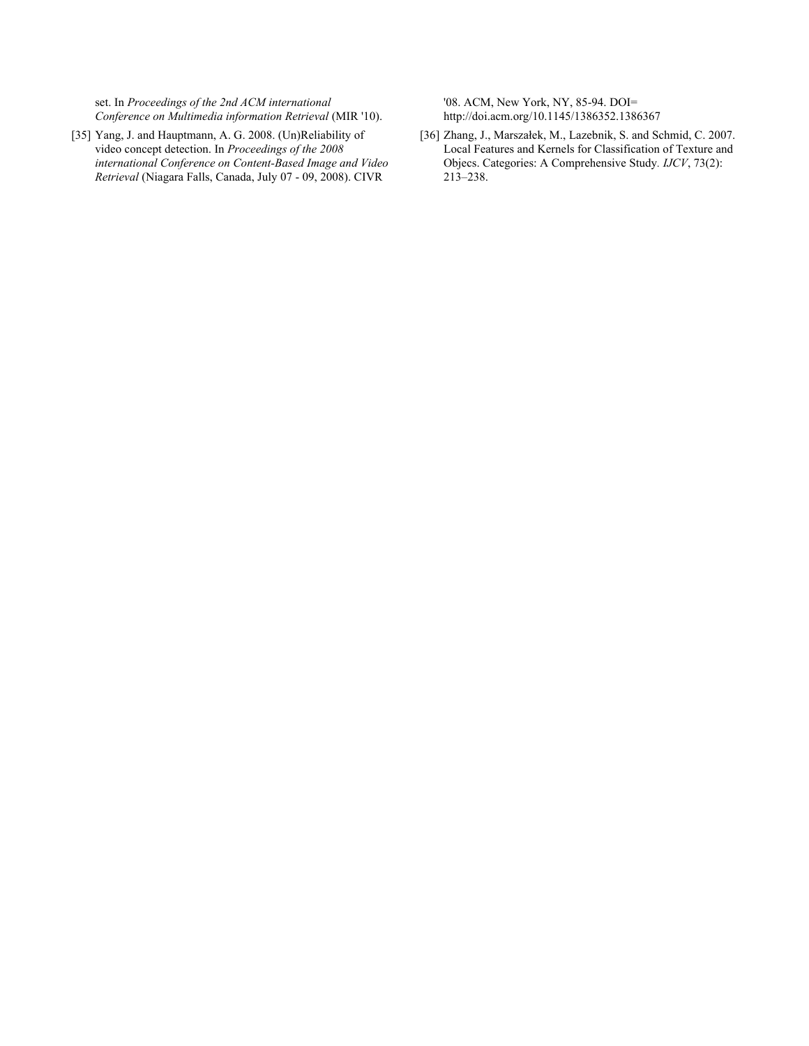set. In *Proceedings of the 2nd ACM international Conference on Multimedia information Retrieval* (MIR '10).

[35] Yang, J. and Hauptmann, A. G. 2008. (Un)Reliability of video concept detection. In *Proceedings of the 2008 international Conference on Content-Based Image and Video Retrieval* (Niagara Falls, Canada, July 07 - 09, 2008). CIVR '08. ACM, New York, NY, 85-94. DOI= http://doi.acm.org/10.1145/1386352.1386367

[36] Zhang, J., Marszałek, M., Lazebnik, S. and Schmid, C. 2007. Local Features and Kernels for Classification of Texture and Objecs. Categories: A Comprehensive Study. *IJCV*, 73(2): 213–238.